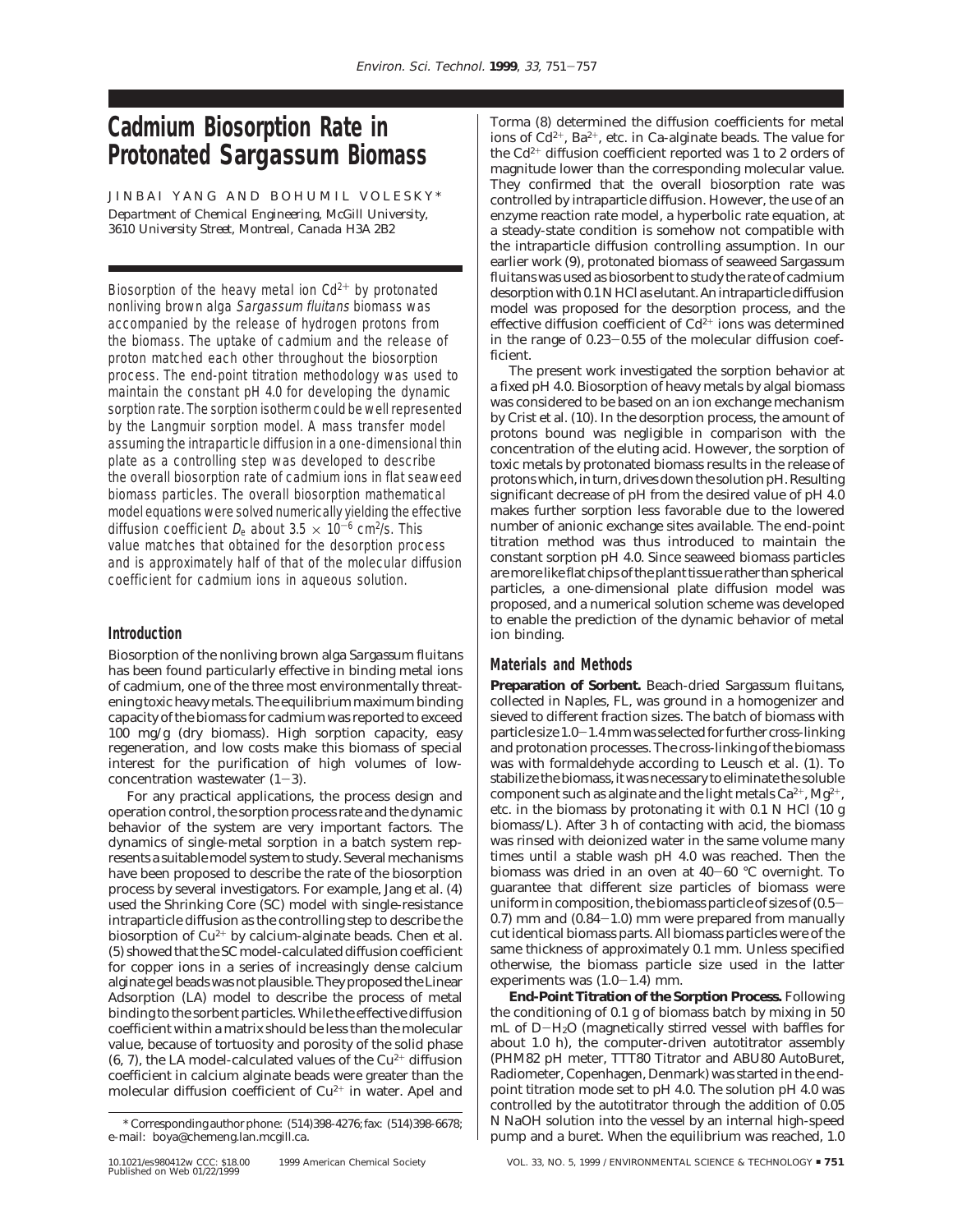# Cadmium Biosorption Rate in Protonated Sargassum Biomass

JINBAI YANG AND BOHUMIL VOLESKY*

*Department of Chemical Engineering, McGill University, 3610 University Street, Montreal, Canada H3A 2B2*

Biosorption of the heavy metal ion $Cd^{2+}$ by protonated nonliving brown alga *Sargassum fluitans* biomass was accompanied by the release of hydrogen protons from the biomass. The uptake of cadmium and the release of proton matched each other throughout the biosorption process. The end-point titration methodology was used to maintain the constant pH 4.0 for developing the dynamic sorption rate. The sorption isotherm could be well represented by the Langmuir sorption model. A mass transfer model assuming the intraparticle diffusion in a one-dimensional thin plate as a controlling step was developed to describe the overall biosorption rate of cadmium ions in flat seaweed biomass particles. The overall biosorption mathematical model equations were solved numerically yielding the effective diffusion coefficient $D_e$ about $3.5 \times 10^{-6}$ cm²/s. This value matches that obtained for the desorption process and is approximately half of that of the molecular diffusion coefficient for cadmium ions in aqueous solution.

## Introduction

Biosorption of the nonliving brown alga Sargassum fluitans has been found particularly effective in binding metal ions of cadmium, one of the three most environmentally threatening toxic heavy metals. The equilibrium maximum binding capacity of the biomass for cadmium was reported to exceed 100 mg/g (dry biomass). High sorption capacity, easy regeneration, and low costs make this biomass of special interest for the purification of high volumes of low-concentration wastewater (1−3).

For any practical applications, the process design and operation control, the sorption process rate and the dynamic behavior of the system are very important factors. The dynamics of single-metal sorption in a batch system represents a suitable model system to study. Several mechanisms have been proposed to describe the rate of the biosorption process by several investigators. For example, Jang et al. (4) used the Shrinking Core (SC) model with single-resistance intraparticle diffusion as the controlling step to describe the biosorption of $Cu^{2+}$ by calcium-alginate beads. Chen et al. (5) showed that the SC model-calculated diffusion coefficient for copper ions in a series of increasingly dense calcium alginate gel beads was not plausible. They proposed the Linear Adsorption (LA) model to describe the process of metal binding to the sorbent particles. While the effective diffusion coefficient within a matrix should be less than the molecular value, because of tortuosity and porosity of the solid phase (6, 7), the LA model-calculated values of the $Cu^{2+}$ diffusion coefficient in calcium alginate beads were greater than the molecular diffusion coefficient of $Cu^{2+}$ in water. Apel and Torma (8) determined the diffusion coefficients for metal ions of $Cd^{2+}$, $Ba^{2+}$, etc. in Ca-alginate beads. The value for the $Cd^{2+}$ diffusion coefficient reported was 1 to 2 orders of magnitude lower than the corresponding molecular value. They confirmed that the overall biosorption rate was controlled by intraparticle diffusion. However, the use of an enzyme reaction rate model, a hyperbolic rate equation, at a steady-state condition is somehow not compatible with the intraparticle diffusion controlling assumption. In our earlier work (9), protonated biomass of seaweed Sargassum fluitans was used as biosorbent to study the rate of cadmium desorption with 0.1 N HCl as elutant. An intraparticle diffusion model was proposed for the desorption process, and the effective diffusion coefficient of $Cd^{2+}$ ions was determined in the range of 0.23−0.55 of the molecular diffusion coefficient.

The present work investigated the sorption behavior at a fixed pH 4.0. Biosorption of heavy metals by algal biomass was considered to be based on an ion exchange mechanism by Crist et al. (10). In the desorption process, the amount of protons bound was negligible in comparison with the concentration of the eluting acid. However, the sorption of toxic metals by protonated biomass results in the release of protons which, in turn, drives down the solution pH. Resulting significant decrease of pH from the desired value of pH 4.0 makes further sorption less favorable due to the lowered number of anionic exchange sites available. The end-point titration method was thus introduced to maintain the constant sorption pH 4.0. Since seaweed biomass particles are more like flat chips of the plant tissue rather than spherical particles, a one-dimensional plate diffusion model was proposed, and a numerical solution scheme was developed to enable the prediction of the dynamic behavior of metal ion binding.

## Materials and Methods

**Preparation of Sorbent.** Beach-dried Sargassum fluitans, collected in Naples, FL, was ground in a homogenizer and sieved to different fraction sizes. The batch of biomass with particle size 1.0−1.4 mm was selected for further cross-linking and protonation processes. The cross-linking of the biomass was with formaldehyde according to Leusch et al. (1). To stabilize the biomass, it was necessary to eliminate the soluble component such as alginate and the light metals $Ca^{2+}$, $Mg^{2+}$, etc. in the biomass by protonating it with 0.1 N HCl (10 g biomass/L). After 3 h of contacting with acid, the biomass was rinsed with deionized water in the same volume many times until a stable wash pH 4.0 was reached. Then the biomass was dried in an oven at 40−60 °C overnight. To guarantee that different size particles of biomass were uniform in composition, the biomass particle of sizes of (0.5−0.7) mm and (0.84−1.0) mm were prepared from manually cut identical biomass parts. All biomass particles were of the same thickness of approximately 0.1 mm. Unless specified otherwise, the biomass particle size used in the latter experiments was (1.0−1.4) mm.

**End-Point Titration of the Sorption Process.** Following the conditioning of 0.1 g of biomass batch by mixing in 50 mL of D−$H_2O$ (magnetically stirred vessel with baffles for about 1.0 h), the computer-driven autotitrator assembly (PHM82 pH meter, TTT80 Titrator and ABU80 AutoBuret, Radiometer, Copenhagen, Denmark) was started in the end-point titration mode set to pH 4.0. The solution pH 4.0 was controlled by the autotitrator through the addition of 0.05 N NaOH solution into the vessel by an internal high-speed pump and a buret. When the equilibrium was reached, 1.0

\* Corresponding author phone: (514)398-4276; fax: (514)398-6678; e-mail: boya@chemeng.lan.mcgill.ca.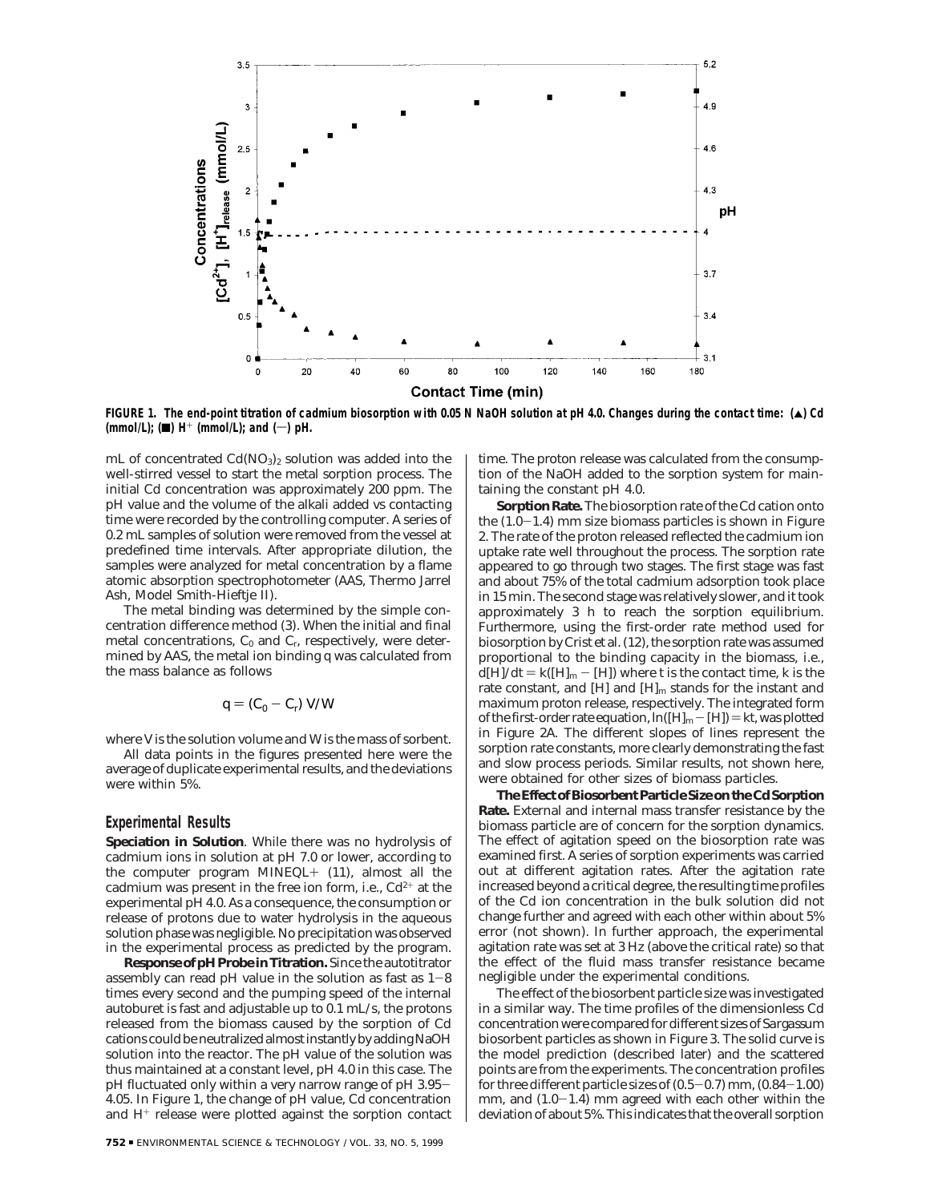**FIGURE 1. The end-point titration of cadmium biosorption with 0.05 N NaOH solution at pH 4.0. Changes during the contact time: (▲) Cd (mmol/L); (■) $H^+$ (mmol/L); and (—) pH.**

mL of concentrated $Cd(NO_3)_2$ solution was added into the well-stirred vessel to start the metal sorption process. The initial Cd concentration was approximately 200 ppm. The pH value and the volume of the alkali added vs contacting time were recorded by the controlling computer. A series of 0.2 mL samples of solution were removed from the vessel at predefined time intervals. After appropriate dilution, the samples were analyzed for metal concentration by a flame atomic absorption spectrophotometer (AAS, Thermo Jarrel Ash, Model Smith-Hieftje II).

The metal binding was determined by the simple concentration difference method (3). When the initial and final metal concentrations, $C_0$ and $C_r$, respectively, were determined by AAS, the metal ion binding q was calculated from the mass balance as follows

$$q = (C_0 - C_r)\,V/W$$

where V is the solution volume and W is the mass of sorbent.

All data points in the figures presented here were the average of duplicate experimental results, and the deviations were within 5%.

## Experimental Results

**Speciation in Solution**. While there was no hydrolysis of cadmium ions in solution at pH 7.0 or lower, according to the computer program MINEQL+ (11), almost all the cadmium was present in the free ion form, i.e., $Cd^{2+}$ at the experimental pH 4.0. As a consequence, the consumption or release of protons due to water hydrolysis in the aqueous solution phase was negligible. No precipitation was observed in the experimental process as predicted by the program.

**Response of pH Probe in Titration.** Since the autotitrator assembly can read pH value in the solution as fast as 1–8 times every second and the pumping speed of the internal autoburet is fast and adjustable up to 0.1 mL/s, the protons released from the biomass caused by the sorption of Cd cations could be neutralized almost instantly by adding NaOH solution into the reactor. The pH value of the solution was thus maintained at a constant level, pH 4.0 in this case. The pH fluctuated only within a very narrow range of pH 3.95–4.05. In Figure 1, the change of pH value, Cd concentration and $H^+$ release were plotted against the sorption contact time. The proton release was calculated from the consumption of the NaOH added to the sorption system for maintaining the constant pH 4.0.

**Sorption Rate.** The biosorption rate of the Cd cation onto the (1.0–1.4) mm size biomass particles is shown in Figure 2. The rate of the proton released reflected the cadmium ion uptake rate well throughout the process. The sorption rate appeared to go through two stages. The first stage was fast and about 75% of the total cadmium adsorption took place in 15 min. The second stage was relatively slower, and it took approximately 3 h to reach the sorption equilibrium. Furthermore, using the first-order rate method used for biosorption by Crist et al. (12), the sorption rate was assumed proportional to the binding capacity in the biomass, i.e., $d[H]/dt = k([H]_m - [H])$ where t is the contact time, k is the rate constant, and [H] and $[H]_m$ stands for the instant and maximum proton release, respectively. The integrated form of the first-order rate equation, $\ln([H]_m - [H]) = kt$, was plotted in Figure 2A. The different slopes of lines represent the sorption rate constants, more clearly demonstrating the fast and slow process periods. Similar results, not shown here, were obtained for other sizes of biomass particles.

**The Effect of Biosorbent Particle Size on the Cd Sorption Rate.** External and internal mass transfer resistance by the biomass particle are of concern for the sorption dynamics. The effect of agitation speed on the biosorption rate was examined first. A series of sorption experiments was carried out at different agitation rates. After the agitation rate increased beyond a critical degree, the resulting time profiles of the Cd ion concentration in the bulk solution did not change further and agreed with each other within about 5% error (not shown). In further approach, the experimental agitation rate was set at 3 Hz (above the critical rate) so that the effect of the fluid mass transfer resistance became negligible under the experimental conditions.

The effect of the biosorbent particle size was investigated in a similar way. The time profiles of the dimensionless Cd concentration were compared for different sizes of Sargassum biosorbent particles as shown in Figure 3. The solid curve is the model prediction (described later) and the scattered points are from the experiments. The concentration profiles for three different particle sizes of (0.5–0.7) mm, (0.84–1.00) mm, and (1.0–1.4) mm agreed with each other within the deviation of about 5%. This indicates that the overall sorption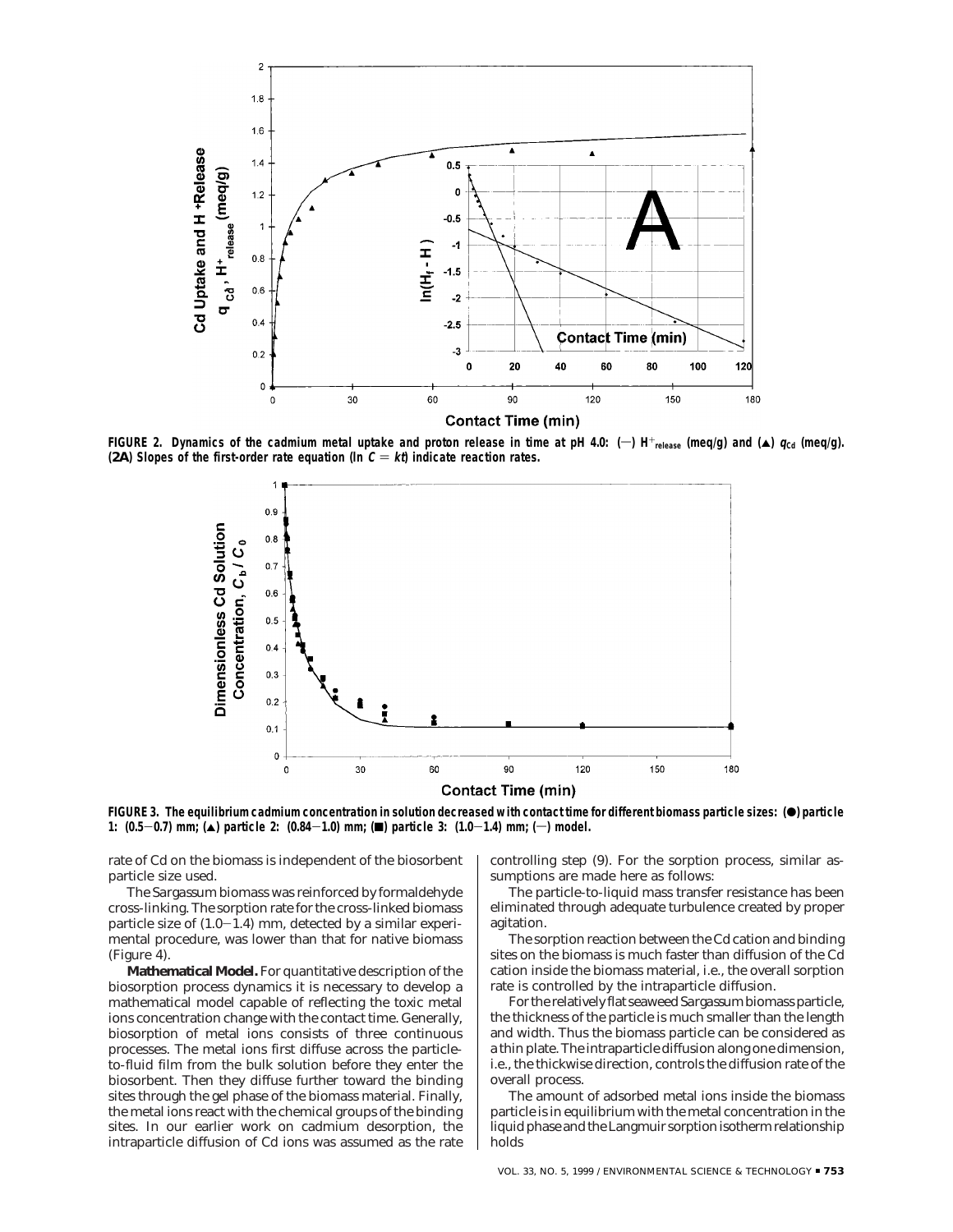FIGURE 2. Dynamics of the cadmium metal uptake and proton release in time at pH 4.0: (—) $H^+_{release}$ (meq/g) and (▲) $q_{Cd}$ (meq/g). (2A) Slopes of the first-order rate equation ($\ln C = kt$) indicate reaction rates.

FIGURE 3. The equilibrium cadmium concentration in solution decreased with contact time for different biomass particle sizes: (●) particle 1: (0.5−0.7) mm; (▲) particle 2: (0.84−1.0) mm; (■) particle 3: (1.0−1.4) mm; (—) model.

rate of Cd on the biomass is independent of the biosorbent particle size used.

The *Sargassum* biomass was reinforced by formaldehyde cross-linking. The sorption rate for the cross-linked biomass particle size of (1.0−1.4) mm, detected by a similar experimental procedure, was lower than that for native biomass (Figure 4).

**Mathematical Model.** For quantitative description of the biosorption process dynamics it is necessary to develop a mathematical model capable of reflecting the toxic metal ions concentration change with the contact time. Generally, biosorption of metal ions consists of three continuous processes. The metal ions first diffuse across the particle-to-fluid film from the bulk solution before they enter the biosorbent. Then they diffuse further toward the binding sites through the gel phase of the biomass material. Finally, the metal ions react with the chemical groups of the binding sites. In our earlier work on cadmium desorption, the intraparticle diffusion of Cd ions was assumed as the rate controlling step (9). For the sorption process, similar assumptions are made here as follows:

The particle-to-liquid mass transfer resistance has been eliminated through adequate turbulence created by proper agitation.

The sorption reaction between the Cd cation and binding sites on the biomass is much faster than diffusion of the Cd cation inside the biomass material, i.e., the overall sorption rate is controlled by the intraparticle diffusion.

For the relatively flat seaweed *Sargassum* biomass particle, the thickness of the particle is much smaller than the length and width. Thus the biomass particle can be considered as a thin plate. The intraparticle diffusion along one dimension, i.e., the thickwise direction, controls the diffusion rate of the overall process.

The amount of adsorbed metal ions inside the biomass particle is in equilibrium with the metal concentration in the liquid phase and the Langmuir sorption isotherm relationship holds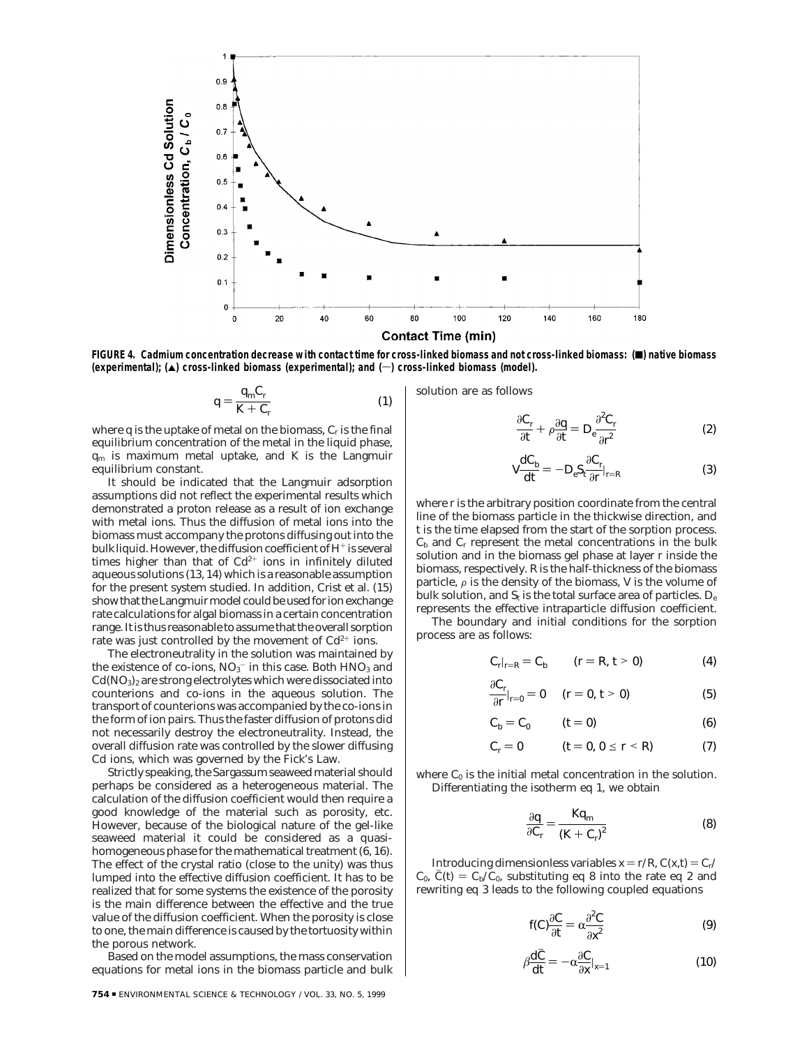**FIGURE 4. Cadmium concentration decrease with contact time for cross-linked biomass and not cross-linked biomass: (■) native biomass (experimental); (▲) cross-linked biomass (experimental); and (—) cross-linked biomass (model).**

$$q = \frac{q_m C_r}{K + C_r} \tag{1}$$

where $q$ is the uptake of metal on the biomass, $C_r$ is the final equilibrium concentration of the metal in the liquid phase, $q_m$ is maximum metal uptake, and $K$ is the Langmuir equilibrium constant.

It should be indicated that the Langmuir adsorption assumptions did not reflect the experimental results which demonstrated a proton release as a result of ion exchange with metal ions. Thus the diffusion of metal ions into the biomass must accompany the protons diffusing out into the bulk liquid. However, the diffusion coefficient of $H^+$ is several times higher than that of $Cd^{2+}$ ions in infinitely diluted aqueous solutions (13, 14) which is a reasonable assumption for the present system studied. In addition, Crist et al. (15) show that the Langmuir model could be used for ion exchange rate calculations for algal biomass in a certain concentration range. It is thus reasonable to assume that the overall sorption rate was just controlled by the movement of $Cd^{2+}$ ions.

The electroneutrality in the solution was maintained by the existence of co-ions, $NO_3^-$ in this case. Both $HNO_3$ and $Cd(NO_3)_2$ are strong electrolytes which were dissociated into counterions and co-ions in the aqueous solution. The transport of counterions was accompanied by the co-ions in the form of ion pairs. Thus the faster diffusion of protons did not necessarily destroy the electroneutrality. Instead, the overall diffusion rate was controlled by the slower diffusing Cd ions, which was governed by the Fick's Law.

Strictly speaking, the *Sargassum* seaweed material should perhaps be considered as a heterogeneous material. The calculation of the diffusion coefficient would then require a good knowledge of the material such as porosity, etc. However, because of the biological nature of the gel-like seaweed material it could be considered as a quasi-homogeneous phase for the mathematical treatment (6, 16). The effect of the crystal ratio (close to the unity) was thus lumped into the effective diffusion coefficient. It has to be realized that for some systems the existence of the porosity is the main difference between the effective and the true value of the diffusion coefficient. When the porosity is close to one, the main difference is caused by the tortuosity within the porous network.

Based on the model assumptions, the mass conservation equations for metal ions in the biomass particle and bulk solution are as follows

$$\frac{\partial C_r}{\partial t} + \rho \frac{\partial q}{\partial t} = D_e \frac{\partial^2 C_r}{\partial r^2} \tag{2}$$

$$V \frac{dC_b}{dt} = -D_e S_t \frac{\partial C_r}{\partial r}\Big|_{r=R} \tag{3}$$

where $r$ is the arbitrary position coordinate from the central line of the biomass particle in the thickwise direction, and $t$ is the time elapsed from the start of the sorption process. $C_b$ and $C_r$ represent the metal concentrations in the bulk solution and in the biomass gel phase at layer $r$ inside the biomass, respectively. $R$ is the half-thickness of the biomass particle, $\rho$ is the density of the biomass, $V$ is the volume of bulk solution, and $S_t$ is the total surface area of particles. $D_e$ represents the effective intraparticle diffusion coefficient.

The boundary and initial conditions for the sorption process are as follows:

$$C_r|_{r=R} = C_b \qquad (r = R, t > 0) \tag{4}$$

$$\frac{\partial C_r}{\partial r}\Big|_{r=0} = 0 \qquad (r = 0, t > 0) \tag{5}$$

$$C_b = C_0 \qquad (t = 0) \tag{6}$$

$$C_r = 0 \qquad (t = 0, 0 \le r < R) \tag{7}$$

where $C_0$ is the initial metal concentration in the solution.

Differentiating the isotherm eq 1, we obtain

$$\frac{\partial q}{\partial C_r} = \frac{K q_m}{(K + C_r)^2} \tag{8}$$

Introducing dimensionless variables $x = r/R$, $C(x,t) = C_r/C_0$, $\bar{C}(t) = C_b/C_0$, substituting eq 8 into the rate eq 2 and rewriting eq 3 leads to the following coupled equations

$$f(C)\frac{\partial C}{\partial t} = \alpha \frac{\partial^2 C}{\partial x^2} \tag{9}$$

$$\beta \frac{d\bar{C}}{dt} = -\alpha \frac{\partial C}{\partial x}\Big|_{x=1} \tag{10}$$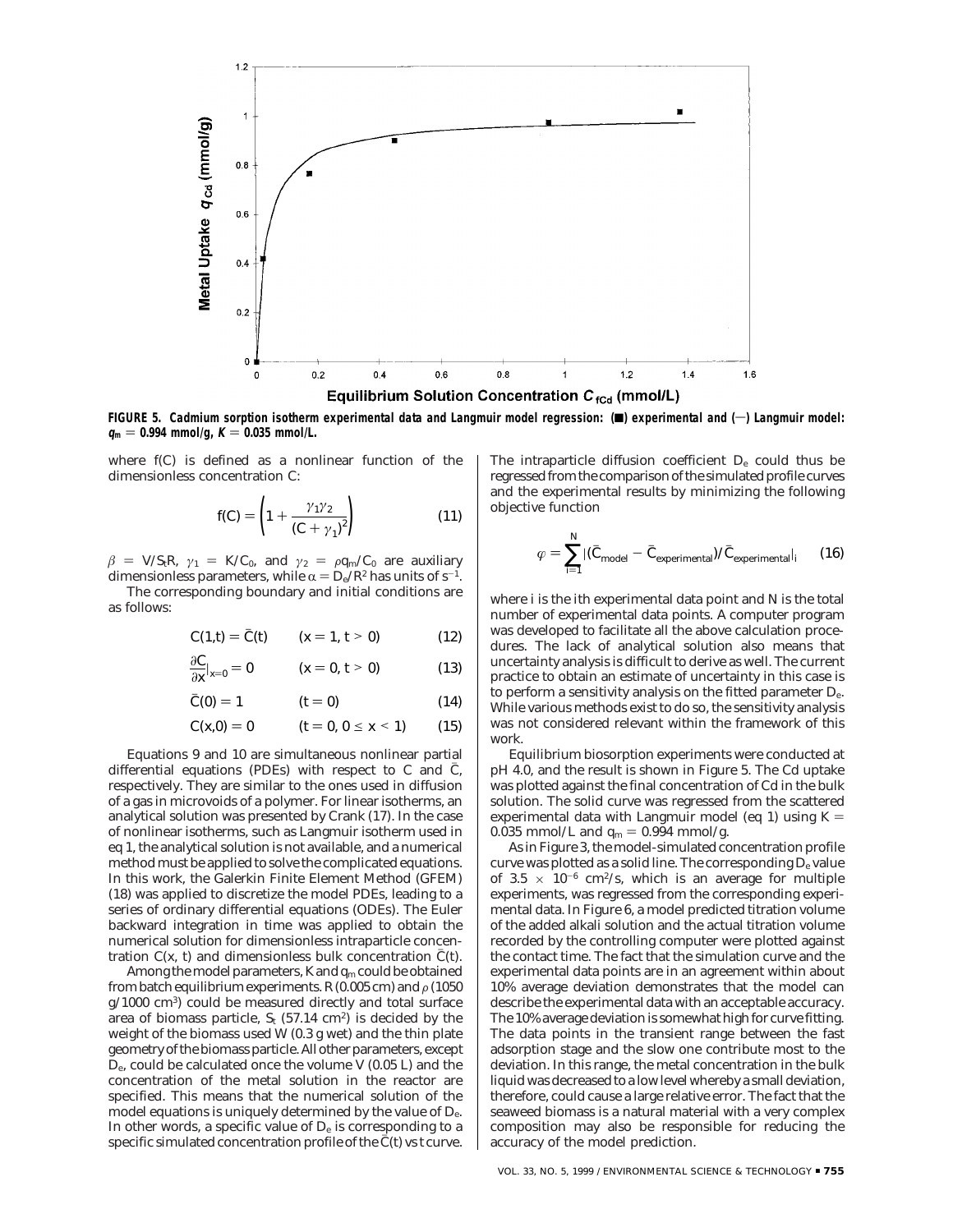FIGURE 5. Cadmium sorption isotherm experimental data and Langmuir model regression: (■) experimental and (—) Langmuir model: $q_m = 0.994$ mmol/g, $K = 0.035$ mmol/L.

where f(C) is defined as a nonlinear function of the dimensionless concentration C:

$$f(C) = \left(1 + \frac{\gamma_1 \gamma_2}{(C + \gamma_1)^2}\right) \quad (11)$$

$\beta = V/S_tR$, $\gamma_1 = K/C_0$, and $\gamma_2 = \rho q_m/C_0$ are auxiliary dimensionless parameters, while $\alpha = D_e/R^2$ has units of $s^{-1}$.

The corresponding boundary and initial conditions are as follows:

$$C(1,t) = \bar{C}(t) \qquad (x = 1, t > 0) \quad (12)$$

$$\frac{\partial C}{\partial x}\Big|_{x=0} = 0 \qquad (x = 0, t > 0) \quad (13)$$

$$\bar{C}(0) = 1 \qquad (t = 0) \quad (14)$$

$$C(x,0) = 0 \qquad (t = 0, 0 \leq x < 1) \quad (15)$$

Equations 9 and 10 are simultaneous nonlinear partial differential equations (PDEs) with respect to $C$ and $\bar{C}$, respectively. They are similar to the ones used in diffusion of a gas in microvoids of a polymer. For linear isotherms, an analytical solution was presented by Crank (17). In the case of nonlinear isotherms, such as Langmuir isotherm used in eq 1, the analytical solution is not available, and a numerical method must be applied to solve the complicated equations. In this work, the Galerkin Finite Element Method (GFEM) (18) was applied to discretize the model PDEs, leading to a series of ordinary differential equations (ODEs). The Euler backward integration in time was applied to obtain the numerical solution for dimensionless intraparticle concentration $C(x, t)$ and dimensionless bulk concentration $\bar{C}(t)$.

Among the model parameters, $K$ and $q_m$ could be obtained from batch equilibrium experiments. $R$ (0.005 cm) and $\rho$ (1050 g/1000 cm$^3$) could be measured directly and total surface area of biomass particle, $S_t$ (57.14 cm$^2$) is decided by the weight of the biomass used $W$ (0.3 g wet) and the thin plate geometry of the biomass particle. All other parameters, except $D_e$, could be calculated once the volume $V$ (0.05 L) and the concentration of the metal solution in the reactor are specified. This means that the numerical solution of the model equations is uniquely determined by the value of $D_e$. In other words, a specific value of $D_e$ is corresponding to a specific simulated concentration profile of the $\bar{C}(t)$ vs $t$ curve. The intraparticle diffusion coefficient $D_e$ could thus be regressed from the comparison of the simulated profile curves and the experimental results by minimizing the following objective function

$$\varphi = \sum_{i=1}^{N} |(\bar{C}_{model} - \bar{C}_{experimental})/\bar{C}_{experimental}|_i \quad (16)$$

where $i$ is the $i$th experimental data point and $N$ is the total number of experimental data points. A computer program was developed to facilitate all the above calculation procedures. The lack of analytical solution also means that uncertainty analysis is difficult to derive as well. The current practice to obtain an estimate of uncertainty in this case is to perform a sensitivity analysis on the fitted parameter $D_e$. While various methods exist to do so, the sensitivity analysis was not considered relevant within the framework of this work.

Equilibrium biosorption experiments were conducted at pH 4.0, and the result is shown in Figure 5. The Cd uptake was plotted against the final concentration of Cd in the bulk solution. The solid curve was regressed from the scattered experimental data with Langmuir model (eq 1) using $K = 0.035$ mmol/L and $q_m = 0.994$ mmol/g.

As in Figure 3, the model-simulated concentration profile curve was plotted as a solid line. The corresponding $D_e$ value of $3.5 \times 10^{-6}$ cm$^2$/s, which is an average for multiple experiments, was regressed from the corresponding experimental data. In Figure 6, a model predicted titration volume of the added alkali solution and the actual titration volume recorded by the controlling computer were plotted against the contact time. The fact that the simulation curve and the experimental data points are in an agreement within about 10% average deviation demonstrates that the model can describe the experimental data with an acceptable accuracy. The 10% average deviation is somewhat high for curve fitting. The data points in the transient range between the fast adsorption stage and the slow one contribute most to the deviation. In this range, the metal concentration in the bulk liquid was decreased to a low level whereby a small deviation, therefore, could cause a large relative error. The fact that the seaweed biomass is a natural material with a very complex composition may also be responsible for reducing the accuracy of the model prediction.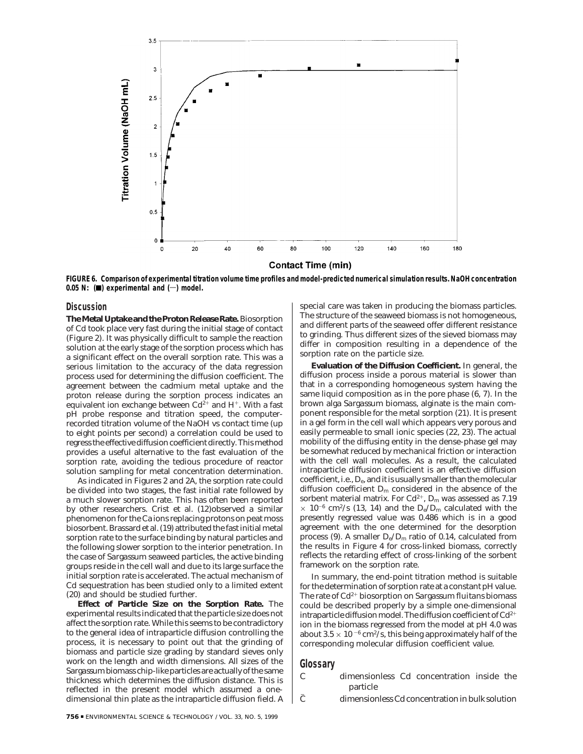FIGURE 6. Comparison of experimental titration volume time profiles and model-predicted numerical simulation results. NaOH concentration 0.05 N: (■) experimental and (—) model.

## Discussion

**The Metal Uptake and the Proton Release Rate.** Biosorption of Cd took place very fast during the initial stage of contact (Figure 2). It was physically difficult to sample the reaction solution at the early stage of the sorption process which has a significant effect on the overall sorption rate. This was a serious limitation to the accuracy of the data regression process used for determining the diffusion coefficient. The agreement between the cadmium metal uptake and the proton release during the sorption process indicates an equivalent ion exchange between $Cd^{2+}$ and $H^+$. With a fast pH probe response and titration speed, the computer-recorded titration volume of the NaOH vs contact time (up to eight points per second) a correlation could be used to regress the effective diffusion coefficient directly. This method provides a useful alternative to the fast evaluation of the sorption rate, avoiding the tedious procedure of reactor solution sampling for metal concentration determination.

As indicated in Figures 2 and 2A, the sorption rate could be divided into two stages, the fast initial rate followed by a much slower sorption rate. This has often been reported by other researchers. Crist et al. (12) observed a similar phenomenon for the Ca ions replacing protons on peat moss biosorbent. Brassard et al. (19) attributed the fast initial metal sorption rate to the surface binding by natural particles and the following slower sorption to the interior penetration. In the case of *Sargassum* seaweed particles, the active binding groups reside in the cell wall and due to its large surface the initial sorption rate is accelerated. The actual mechanism of Cd sequestration has been studied only to a limited extent (20) and should be studied further.

**Effect of Particle Size on the Sorption Rate.** The experimental results indicated that the particle size does not affect the sorption rate. While this seems to be contradictory to the general idea of intraparticle diffusion controlling the process, it is necessary to point out that the grinding of biomass and particle size grading by standard sieves only work on the length and width dimensions. All sizes of the *Sargassum* biomass chip-like particles are actually of the same thickness which determines the diffusion distance. This is reflected in the present model which assumed a one-dimensional thin plate as the intraparticle diffusion field. A special care was taken in producing the biomass particles. The structure of the seaweed biomass is not homogeneous, and different parts of the seaweed offer different resistance to grinding. Thus different sizes of the sieved biomass may differ in composition resulting in a dependence of the sorption rate on the particle size.

**Evaluation of the Diffusion Coefficient.** In general, the diffusion process inside a porous material is slower than that in a corresponding homogeneous system having the same liquid composition as in the pore phase (6, 7). In the brown alga *Sargassum* biomass, alginate is the main component responsible for the metal sorption (21). It is present in a gel form in the cell wall which appears very porous and easily permeable to small ionic species (22, 23). The actual mobility of the diffusing entity in the dense-phase gel may be somewhat reduced by mechanical friction or interaction with the cell wall molecules. As a result, the calculated intraparticle diffusion coefficient is an effective diffusion coefficient, i.e., $D_e$, and it is usually smaller than the molecular diffusion coefficient $D_m$ considered in the absence of the sorbent material matrix. For $Cd^{2+}$, $D_m$ was assessed as $7.19 \times 10^{-6}$ cm$^2$/s (13, 14) and the $D_e/D_m$ calculated with the presently regressed value was 0.486 which is in a good agreement with the one determined for the desorption process (9). A smaller $D_e/D_m$ ratio of 0.14, calculated from the results in Figure 4 for cross-linked biomass, correctly reflects the retarding effect of cross-linking of the sorbent framework on the sorption rate.

In summary, the end-point titration method is suitable for the determination of sorption rate at a constant pH value. The rate of $Cd^{2+}$ biosorption on *Sargassum fluitans* biomass could be described properly by a simple one-dimensional intraparticle diffusion model. The diffusion coefficient of $Cd^{2+}$ ion in the biomass regressed from the model at pH 4.0 was about $3.5 \times 10^{-6}$ cm$^2$/s, this being approximately half of the corresponding molecular diffusion coefficient value.

## Glossary

| | |
|---|---|
| $C$ | dimensionless Cd concentration inside the particle |
| $\bar{C}$ | dimensionless Cd concentration in bulk solution |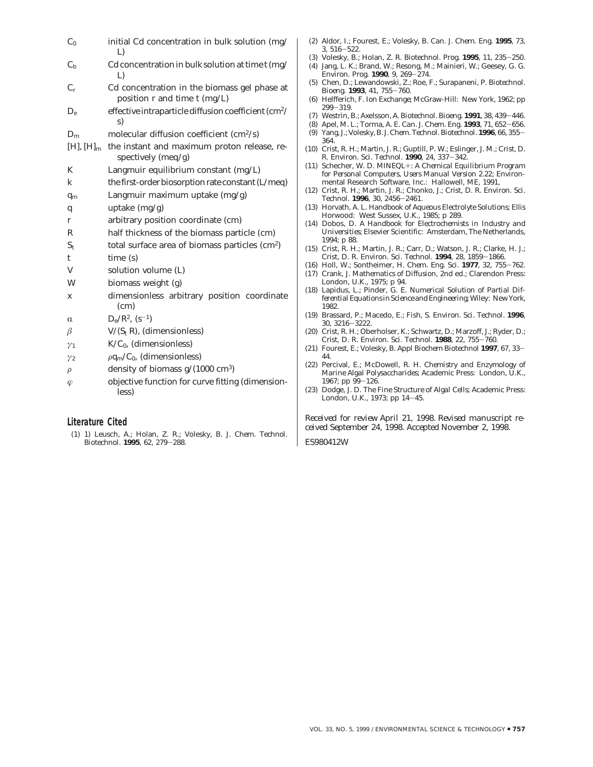| | |
|---|---|
| $C_0$ | initial Cd concentration in bulk solution (mg/L) |
| $C_b$ | Cd concentration in bulk solution at time t (mg/L) |
| $C_r$ | Cd concentration in the biomass gel phase at position r and time t (mg/L) |
| $D_e$ | effective intraparticle diffusion coefficient (cm$^2$/s) |
| $D_m$ | molecular diffusion coefficient (cm$^2$/s) |
| [H], $[H]_m$ | the instant and maximum proton release, respectively (meq/g) |
| K | Langmuir equilibrium constant (mg/L) |
| k | the first-order biosorption rate constant (L/meq) |
| $q_m$ | Langmuir maximum uptake (mg/g) |
| q | uptake (mg/g) |
| r | arbitrary position coordinate (cm) |
| R | half thickness of the biomass particle (cm) |
| $S_t$ | total surface area of biomass particles (cm$^2$) |
| t | time (s) |
| V | solution volume (L) |
| W | biomass weight (g) |
| x | dimensionless arbitrary position coordinate (cm) |
| $\alpha$ | $D_e/R^2$, (s$^{-1}$) |
| $\beta$ | $V/(S_t R)$, (dimensionless) |
| $\gamma_1$ | $K/C_0$, (dimensionless) |
| $\gamma_2$ | $\rho q_m/C_0$, (dimensionless) |
| $\rho$ | density of biomass g/(1000 cm$^3$) |
| $\varphi$ | objective function for curve fitting (dimensionless) |

## Literature Cited

(1) 1) Leusch, A.; Holan, Z. R.; Volesky, B. *J. Chem. Technol. Biotechnol.* **1995**, 62, 279–288.

(2) Aldor, I.; Fourest, E.; Volesky, B. *Can. J. Chem. Eng.* **1995**, 73, 3, 516–522.

(3) Volesky, B.; Holan, Z. R. *Biotechnol. Prog.* **1995**, 11, 235–250.

(4) Jang, L. K.; Brand, W.; Resong, M.; Mainieri, W.; Geesey, G. G. *Environ. Prog.* **1990**, 9, 269–274.

(5) Chen, D.; Lewandowski, Z.; Roe, F.; Surapaneni, P. *Biotechnol. Bioeng.* **1993**, 41, 755–760.

(6) Helfferich, F. *Ion Exchange*; McGraw-Hill: New York, 1962; pp 299–319.

(7) Westrin, B.; Axelsson, A. *Biotechnol. Bioeng.* **1991**, 38, 439–446.

(8) Apel, M. L.; Torma, A. E. *Can. J. Chem. Eng.* **1993**, 71, 652–656.

(9) Yang, J.; Volesky, B. *J. Chem. Technol. Biotechnol.* **1996**, 66, 355–364.

(10) Crist, R. H.; Martin, J. R.; Guptill, P. W.; Eslinger, J. M.; Crist, D. R. *Environ. Sci. Technol.* **1990**, 24, 337–342.

(11) Schecher, W. D. *MINEQL+: A Chemical Equilibrium Program for Personal Computers, Users Manual Version 2.22*; Environmental Research Software, Inc.: Hallowell, ME, 1991,

(12) Crist, R. H.; Martin, J. R.; Chonko, J.; Crist, D. R. *Environ. Sci. Technol.* **1996**, 30, 2456–2461.

(13) Horvath, A. L. *Handbook of Aqueous Electrolyte Solutions*; Ellis Horwood: West Sussex, U.K., 1985; p 289.

(14) Dobos, D. *A Handbook for Electrochemists in Industry and Universities*; Elsevier Scientific: Amsterdam, The Netherlands, 1994; p 88.

(15) Crist, R. H.; Martin, J. R.; Carr, D.; Watson, J. R.; Clarke, H. J.; Crist, D. R. *Environ. Sci. Technol.* **1994**, 28, 1859–1866.

(16) Holl, W.; Sontheimer, H. *Chem. Eng. Sci.* **1977**, 32, 755–762.

(17) Crank, J. *Mathematics of Diffusion*, 2nd ed.; Clarendon Press: London, U.K., 1975; p 94.

(18) Lapidus, L.; Pinder, G. E. *Numerical Solution of Partial Differential Equations in Science and Engineering*; Wiley: New York, 1982.

(19) Brassard, P.; Macedo, E.; Fish, S. *Environ. Sci. Technol.* **1996**, 30, 3216–3222.

(20) Crist, R. H.; Oberholser, K.; Schwartz, D.; Marzoff, J.; Ryder, D.; Crist, D. R. *Environ. Sci. Technol.* **1988**, 22, 755–760.

(21) Fourest, E.; Volesky, B. *Appl Biochem Biotechnol* **1997**, 67, 33–44.

(22) Percival, E.; McDowell, R. H. *Chemistry and Enzymology of Marine Algal Polysaccharides*; Academic Press: London, U.K., 1967; pp 99–126.

(23) Dodge, J. D. *The Fine Structure of Algal Cells*; Academic Press: London, U.K., 1973; pp 14–45.

*Received for review April 21, 1998. Revised manuscript received September 24, 1998. Accepted November 2, 1998.*

ES980412W